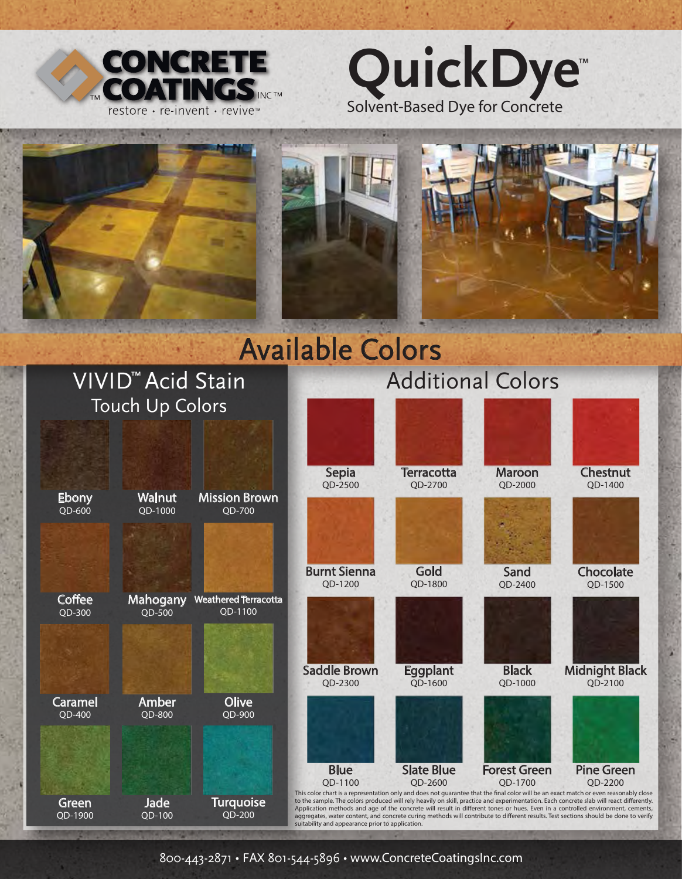# CONCRETE COATINGS INC™

restore · re-invent · revive™

# QuickDye™

Solvent-Based Dye for Concrete

## Available Colors

### VIVID™ Acid Stain Touch Up Colors

| Color | Code |
|---|---|
| Ebony | QD-600 |
| Walnut | QD-1000 |
| Mission Brown | QD-700 |
| Coffee | QD-300 |
| Mahogany | QD-500 |
| Weathered Terracotta | QD-1100 |
| Caramel | QD-400 |
| Amber | QD-800 |
| Olive | QD-900 |
| Green | QD-1900 |
| Jade | QD-100 |
| Turquoise | QD-200 |

### Additional Colors

| Color | Code |
|---|---|
| Sepia | QD-2500 |
| Terracotta | QD-2700 |
| Maroon | QD-2000 |
| Chestnut | QD-1400 |
| Burnt Sienna | QD-1200 |
| Gold | QD-1800 |
| Sand | QD-2400 |
| Chocolate | QD-1500 |
| Saddle Brown | QD-2300 |
| Eggplant | QD-1600 |
| Black | QD-1000 |
| Midnight Black | QD-2100 |
| Blue | QD-1100 |
| Slate Blue | QD-2600 |
| Forest Green | QD-1700 |
| Pine Green | QD-2200 |

This color chart is a representation only and does not guarantee that the final color will be an exact match or even reasonably close to the sample. The colors produced will rely heavily on skill, practice and experimentation. Each concrete slab will react differently. Application methods and age of the concrete will result in different tones or hues. Even in a controlled environment, cements, aggregates, water content, and concrete curing methods will contribute to different results. Test sections should be done to verify suitability and appearance prior to application.

800-443-2871 • FAX 801-544-5896 • www.ConcreteCoatingsInc.com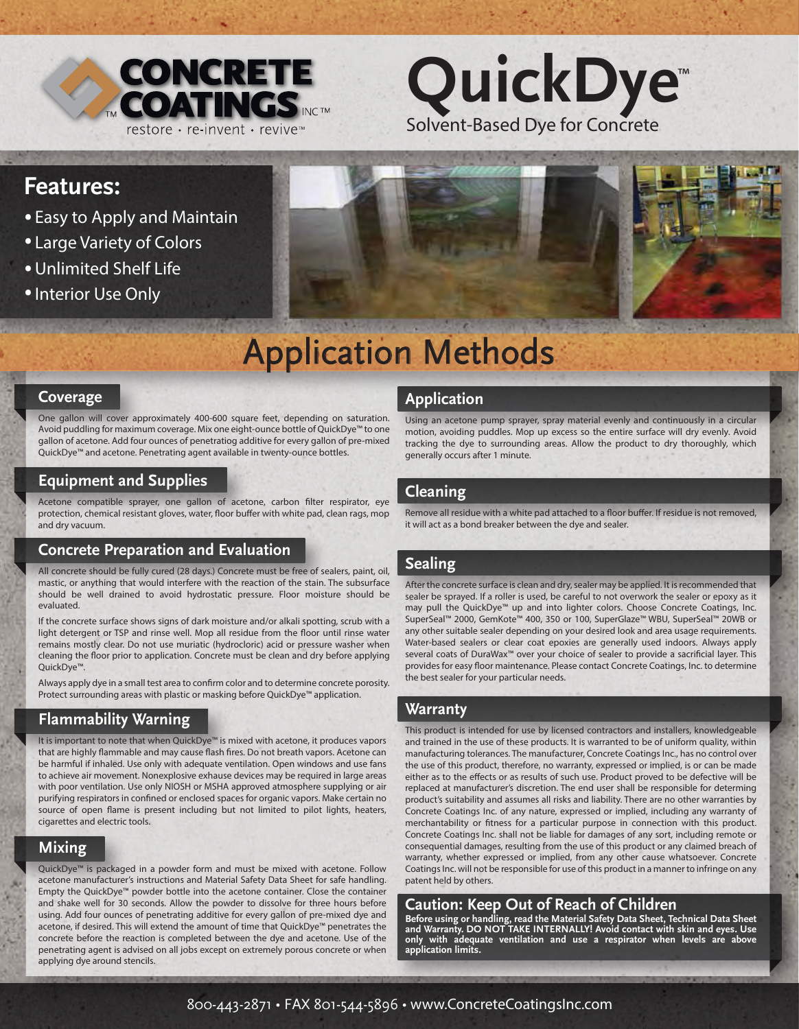CONCRETE COATINGS INC™

restore · re-invent · revive™

# QuickDye™

Solvent-Based Dye for Concrete

## Features:

- Easy to Apply and Maintain
- Large Variety of Colors
- Unlimited Shelf Life
- Interior Use Only

# Application Methods

## Coverage

One gallon will cover approximately 400-600 square feet, depending on saturation. Avoid puddling for maximum coverage. Mix one eight-ounce bottle of QuickDye™ to one gallon of acetone. Add four ounces of penetratiog additive for every gallon of pre-mixed QuickDye™ and acetone. Penetrating agent available in twenty-ounce bottles.

## Equipment and Supplies

Acetone compatible sprayer, one gallon of acetone, carbon filter respirator, eye protection, chemical resistant gloves, water, floor buffer with white pad, clean rags, mop and dry vacuum.

## Concrete Preparation and Evaluation

All concrete should be fully cured (28 days.) Concrete must be free of sealers, paint, oil, mastic, or anything that would interfere with the reaction of the stain. The subsurface should be well drained to avoid hydrostatic pressure. Floor moisture should be evaluated.

If the concrete surface shows signs of dark moisture and/or alkali spotting, scrub with a light detergent or TSP and rinse well. Mop all residue from the floor until rinse water remains mostly clear. Do not use muriatic (hydrocloric) acid or pressure washer when cleaning the floor prior to application. Concrete must be clean and dry before applying QuickDye™.

Always apply dye in a small test area to confirm color and to determine concrete porosity. Protect surrounding areas with plastic or masking before QuickDye™ application.

## Flammability Warning

It is important to note that when QuickDye™ is mixed with acetone, it produces vapors that are highly flammable and may cause flash fires. Do not breath vapors. Acetone can be harmful if inhaled. Use only with adequate ventilation. Open windows and use fans to achieve air movement. Nonexplosive exhause devices may be required in large areas with poor ventilation. Use only NIOSH or MSHA approved atmosphere supplying or air purifying respirators in confined or enclosed spaces for organic vapors. Make certain no source of open flame is present including but not limited to pilot lights, heaters, cigarettes and electric tools.

## Mixing

QuickDye™ is packaged in a powder form and must be mixed with acetone. Follow acetone manufacturer's instructions and Material Safety Data Sheet for safe handling. Empty the QuickDye™ powder bottle into the acetone container. Close the container and shake well for 30 seconds. Allow the powder to dissolve for three hours before using. Add four ounces of penetrating additive for every gallon of pre-mixed dye and acetone, if desired. This will extend the amount of time that QuickDye™ penetrates the concrete before the reaction is completed between the dye and acetone. Use of the penetrating agent is advised on all jobs except on extremely porous concrete or when applying dye around stencils.

## Application

Using an acetone pump sprayer, spray material evenly and continuously in a circular motion, avoiding puddles. Mop up excess so the entire surface will dry evenly. Avoid tracking the dye to surrounding areas. Allow the product to dry thoroughly, which generally occurs after 1 minute.

## Cleaning

Remove all residue with a white pad attached to a floor buffer. If residue is not removed, it will act as a bond breaker between the dye and sealer.

## Sealing

After the concrete surface is clean and dry, sealer may be applied. It is recommended that sealer be sprayed. If a roller is used, be careful to not overwork the sealer or epoxy as it may pull the QuickDye™ up and into lighter colors. Choose Concrete Coatings, Inc. SuperSeal™ 2000, GemKote™ 400, 350 or 100, SuperGlaze™ WBU, SuperSeal™ 20WB or any other suitable sealer depending on your desired look and area usage requirements. Water-based sealers or clear coat epoxies are generally used indoors. Always apply several coats of DuraWax™ over your choice of sealer to provide a sacrificial layer. This provides for easy floor maintenance. Please contact Concrete Coatings, Inc. to determine the best sealer for your particular needs.

## Warranty

This product is intended for use by licensed contractors and installers, knowledgeable and trained in the use of these products. It is warranted to be of uniform quality, within manufacturing tolerances. The manufacturer, Concrete Coatings Inc., has no control over the use of this product, therefore, no warranty, expressed or implied, is or can be made either as to the effects or as results of such use. Product proved to be defective will be replaced at manufacturer's discretion. The end user shall be responsible for determining product's suitability and assumes all risks and liability. There are no other warranties by Concrete Coatings Inc. of any nature, expressed or implied, including any warranty of merchantability or fitness for a particular purpose in connection with this product. Concrete Coatings Inc. shall not be liable for damages of any sort, including remote or consequential damages, resulting from the use of this product or any claimed breach of warranty, whether expressed or implied, from any other cause whatsoever. Concrete Coatings Inc. will not be responsible for use of this product in a manner to infringe on any patent held by others.

## Caution: Keep Out of Reach of Children

**Before using or handling, read the Material Safety Data Sheet, Technical Data Sheet and Warranty. DO NOT TAKE INTERNALLY! Avoid contact with skin and eyes. Use only with adequate ventilation and use a respirator when levels are above application limits.**

800-443-2871 • FAX 801-544-5896 • www.ConcreteCoatingsInc.com